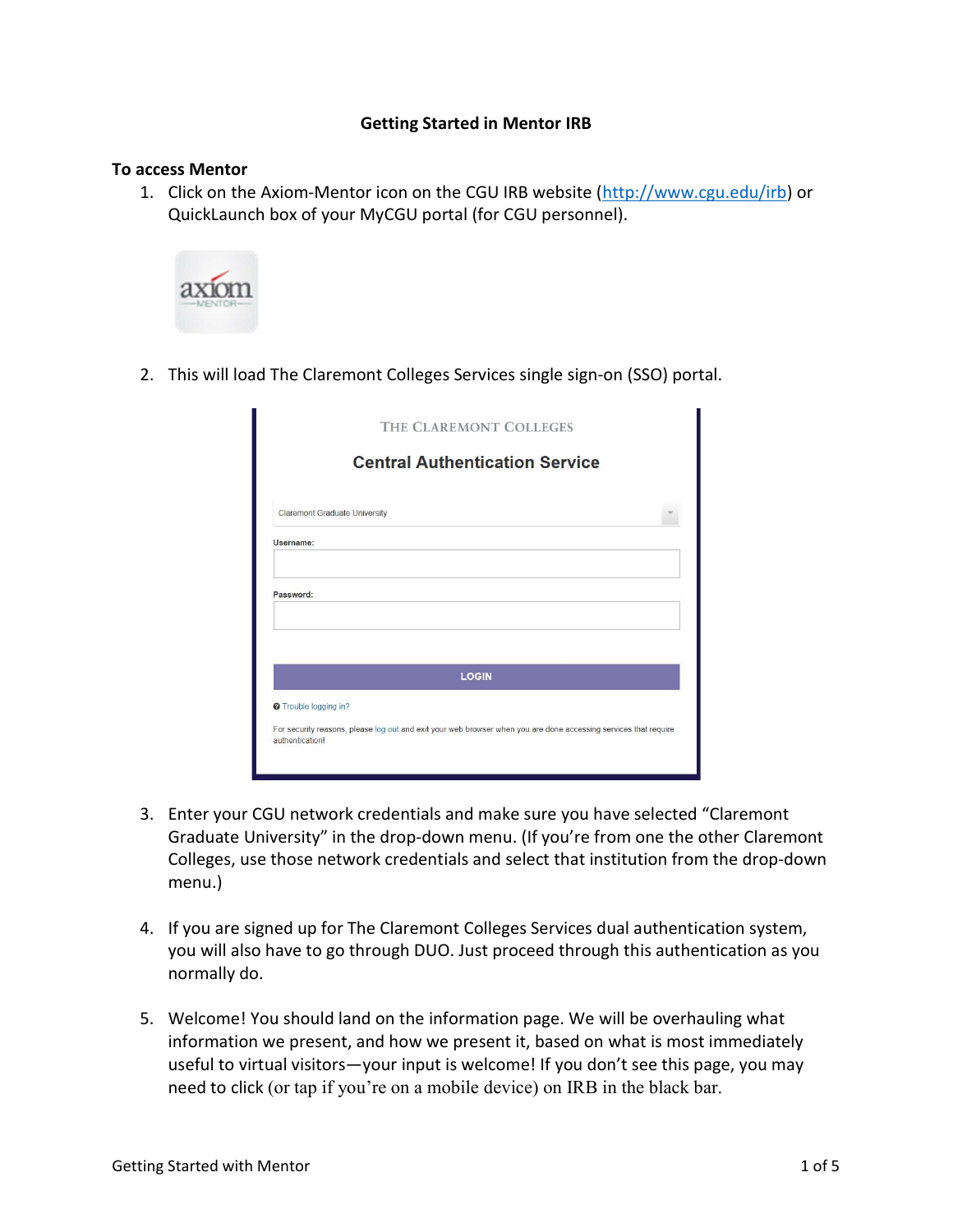# Getting Started in Mentor IRB

## To access Mentor

1. Click on the Axiom-Mentor icon on the CGU IRB website (http://www.cgu.edu/irb) or QuickLaunch box of your MyCGU portal (for CGU personnel).

2. This will load The Claremont Colleges Services single sign-on (SSO) portal.

3. Enter your CGU network credentials and make sure you have selected "Claremont Graduate University" in the drop-down menu. (If you're from one the other Claremont Colleges, use those network credentials and select that institution from the drop-down menu.)

4. If you are signed up for The Claremont Colleges Services dual authentication system, you will also have to go through DUO. Just proceed through this authentication as you normally do.

5. Welcome! You should land on the information page. We will be overhauling what information we present, and how we present it, based on what is most immediately useful to virtual visitors—your input is welcome! If you don't see this page, you may need to click (or tap if you're on a mobile device) on IRB in the black bar.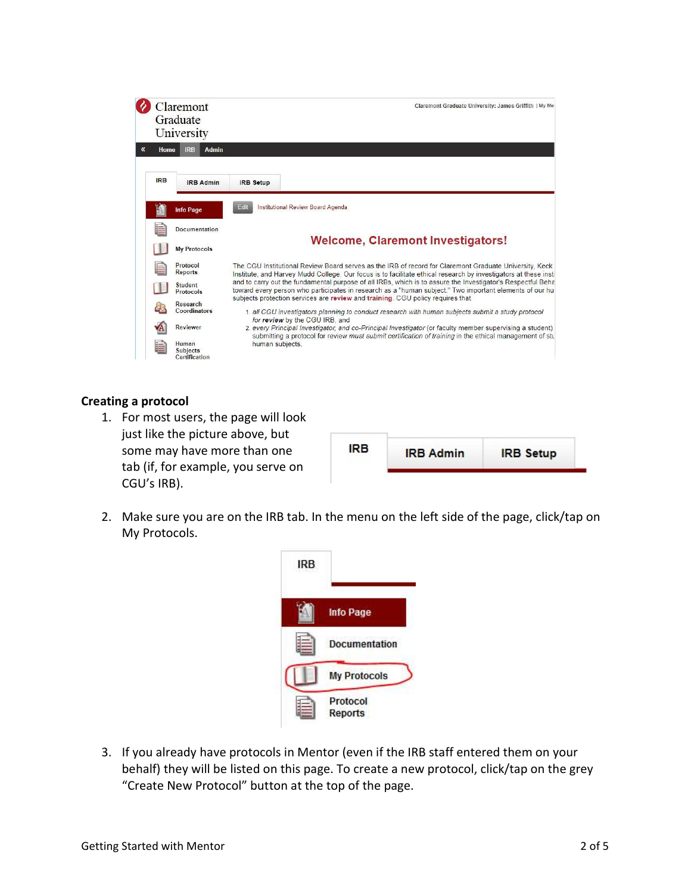## Creating a protocol

1. For most users, the page will look just like the picture above, but some may have more than one tab (if, for example, you serve on CGU's IRB).

2. Make sure you are on the IRB tab. In the menu on the left side of the page, click/tap on My Protocols.

3. If you already have protocols in Mentor (even if the IRB staff entered them on your behalf) they will be listed on this page. To create a new protocol, click/tap on the grey "Create New Protocol" button at the top of the page.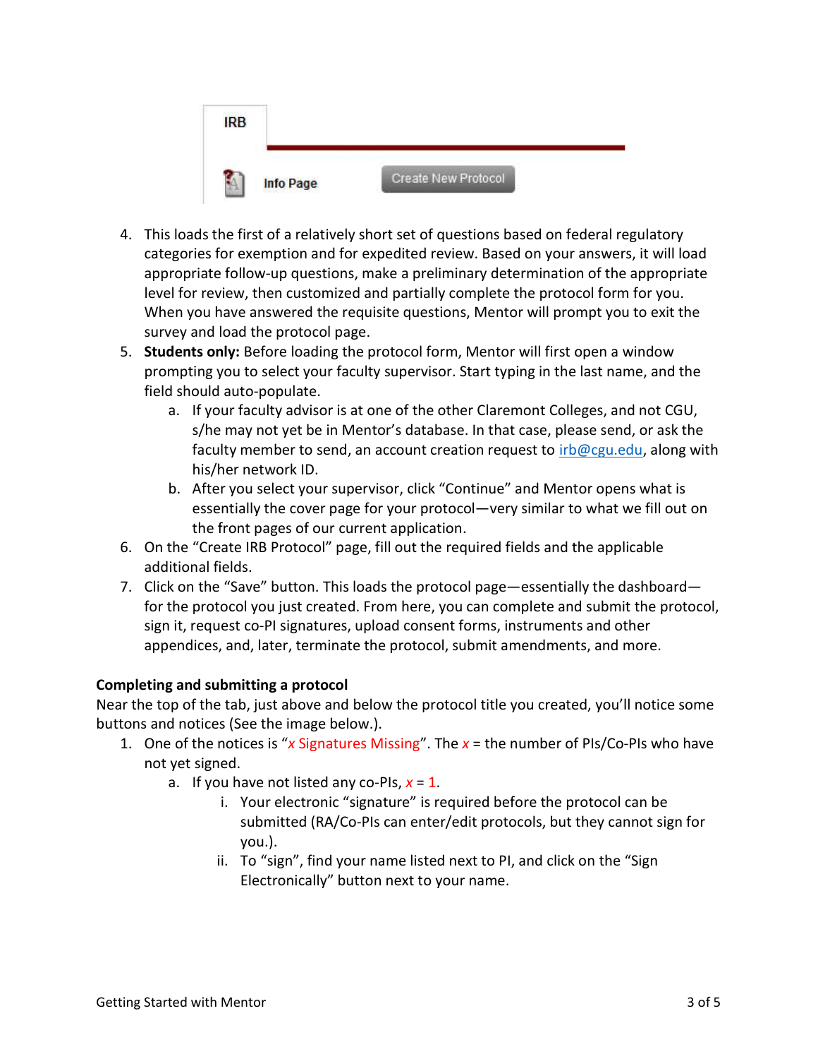4. This loads the first of a relatively short set of questions based on federal regulatory categories for exemption and for expedited review. Based on your answers, it will load appropriate follow-up questions, make a preliminary determination of the appropriate level for review, then customized and partially complete the protocol form for you. When you have answered the requisite questions, Mentor will prompt you to exit the survey and load the protocol page.
5. **Students only:** Before loading the protocol form, Mentor will first open a window prompting you to select your faculty supervisor. Start typing in the last name, and the field should auto-populate.
    a. If your faculty advisor is at one of the other Claremont Colleges, and not CGU, s/he may not yet be in Mentor's database. In that case, please send, or ask the faculty member to send, an account creation request to irb@cgu.edu, along with his/her network ID.
    b. After you select your supervisor, click "Continue" and Mentor opens what is essentially the cover page for your protocol—very similar to what we fill out on the front pages of our current application.
6. On the "Create IRB Protocol" page, fill out the required fields and the applicable additional fields.
7. Click on the "Save" button. This loads the protocol page—essentially the dashboard—for the protocol you just created. From here, you can complete and submit the protocol, sign it, request co-PI signatures, upload consent forms, instruments and other appendices, and, later, terminate the protocol, submit amendments, and more.

**Completing and submitting a protocol**

Near the top of the tab, just above and below the protocol title you created, you'll notice some buttons and notices (See the image below.).

1. One of the notices is "*x* Signatures Missing". The *x* = the number of PIs/Co-PIs who have not yet signed.
    a. If you have not listed any co-PIs, *x* = 1.
        i. Your electronic "signature" is required before the protocol can be submitted (RA/Co-PIs can enter/edit protocols, but they cannot sign for you.).
        ii. To "sign", find your name listed next to PI, and click on the "Sign Electronically" button next to your name.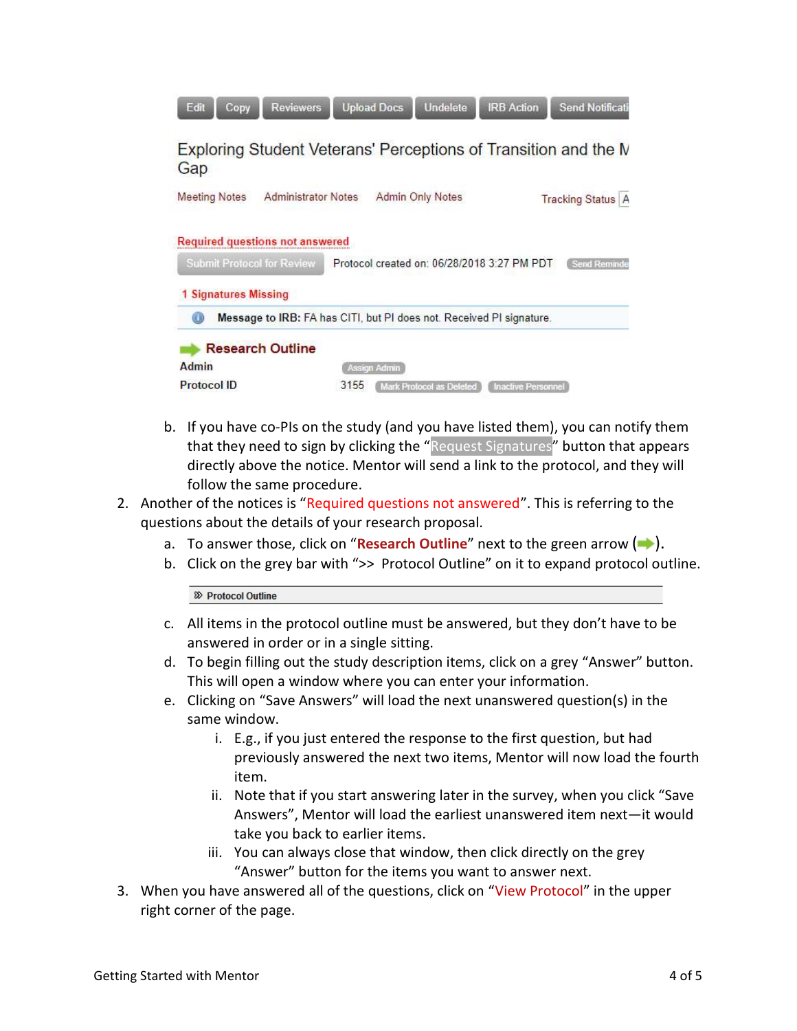b. If you have co-PIs on the study (and you have listed them), you can notify them that they need to sign by clicking the "Request Signatures" button that appears directly above the notice. Mentor will send a link to the protocol, and they will follow the same procedure.

2. Another of the notices is "Required questions not answered". This is referring to the questions about the details of your research proposal.
   a. To answer those, click on "**Research Outline**" next to the green arrow (➡).
   b. Click on the grey bar with ">> Protocol Outline" on it to expand protocol outline.
   c. All items in the protocol outline must be answered, but they don't have to be answered in order or in a single sitting.
   d. To begin filling out the study description items, click on a grey "Answer" button. This will open a window where you can enter your information.
   e. Clicking on "Save Answers" will load the next unanswered question(s) in the same window.
      i. E.g., if you just entered the response to the first question, but had previously answered the next two items, Mentor will now load the fourth item.
      ii. Note that if you start answering later in the survey, when you click "Save Answers", Mentor will load the earliest unanswered item next—it would take you back to earlier items.
      iii. You can always close that window, then click directly on the grey "Answer" button for the items you want to answer next.
3. When you have answered all of the questions, click on "View Protocol" in the upper right corner of the page.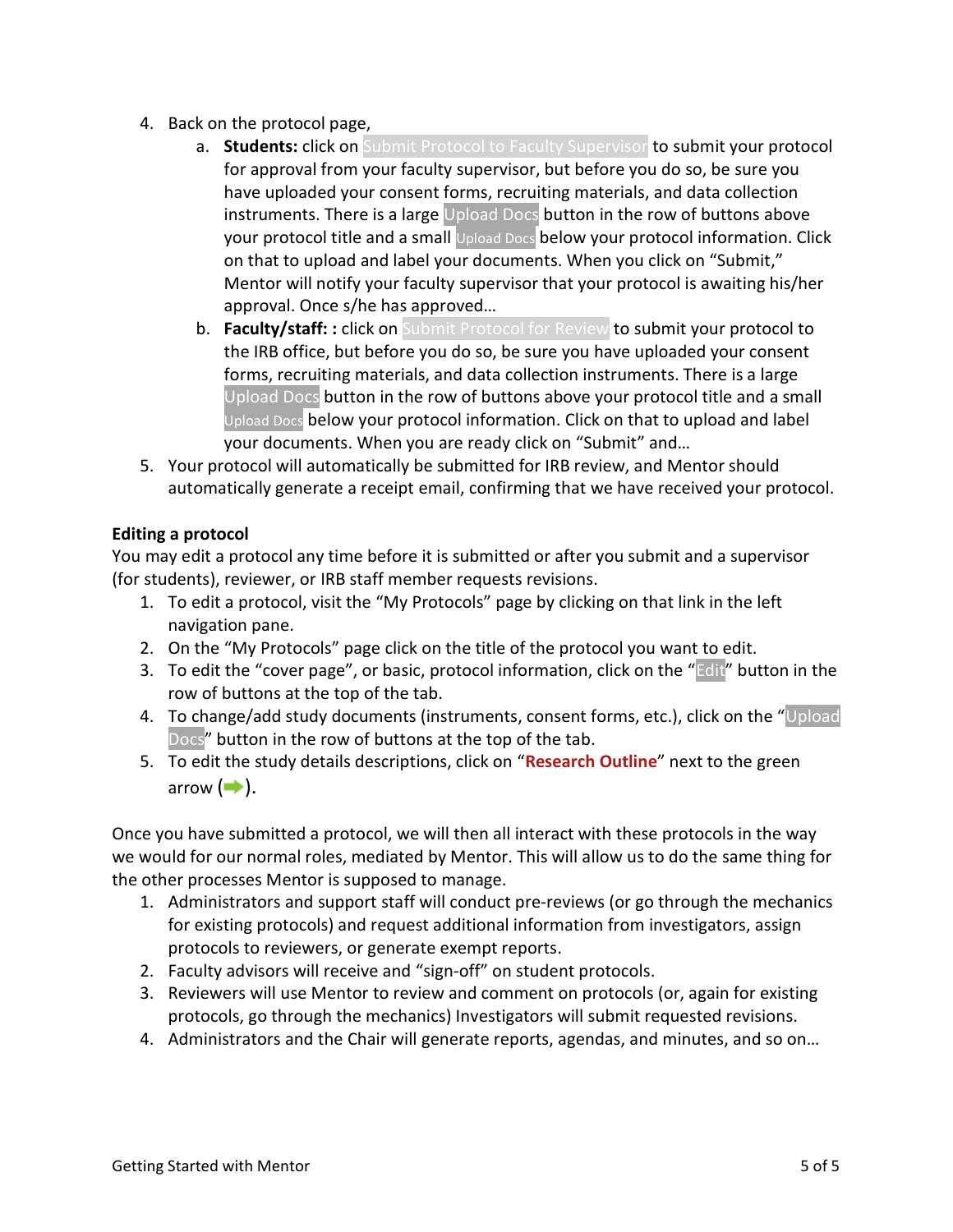4. Back on the protocol page,
   a. **Students:** click on Submit Protocol to Faculty Supervisor to submit your protocol for approval from your faculty supervisor, but before you do so, be sure you have uploaded your consent forms, recruiting materials, and data collection instruments. There is a large Upload Docs button in the row of buttons above your protocol title and a small Upload Docs below your protocol information. Click on that to upload and label your documents. When you click on "Submit," Mentor will notify your faculty supervisor that your protocol is awaiting his/her approval. Once s/he has approved…
   b. **Faculty/staff: :** click on Submit Protocol for Review to submit your protocol to the IRB office, but before you do so, be sure you have uploaded your consent forms, recruiting materials, and data collection instruments. There is a large Upload Docs button in the row of buttons above your protocol title and a small Upload Docs below your protocol information. Click on that to upload and label your documents. When you are ready click on "Submit" and…
5. Your protocol will automatically be submitted for IRB review, and Mentor should automatically generate a receipt email, confirming that we have received your protocol.

**Editing a protocol**

You may edit a protocol any time before it is submitted or after you submit and a supervisor (for students), reviewer, or IRB staff member requests revisions.

1. To edit a protocol, visit the "My Protocols" page by clicking on that link in the left navigation pane.
2. On the "My Protocols" page click on the title of the protocol you want to edit.
3. To edit the "cover page", or basic, protocol information, click on the "Edit" button in the row of buttons at the top of the tab.
4. To change/add study documents (instruments, consent forms, etc.), click on the "Upload Docs" button in the row of buttons at the top of the tab.
5. To edit the study details descriptions, click on "**Research Outline**" next to the green arrow (➡).

Once you have submitted a protocol, we will then all interact with these protocols in the way we would for our normal roles, mediated by Mentor. This will allow us to do the same thing for the other processes Mentor is supposed to manage.

1. Administrators and support staff will conduct pre-reviews (or go through the mechanics for existing protocols) and request additional information from investigators, assign protocols to reviewers, or generate exempt reports.
2. Faculty advisors will receive and "sign-off" on student protocols.
3. Reviewers will use Mentor to review and comment on protocols (or, again for existing protocols, go through the mechanics) Investigators will submit requested revisions.
4. Administrators and the Chair will generate reports, agendas, and minutes, and so on…